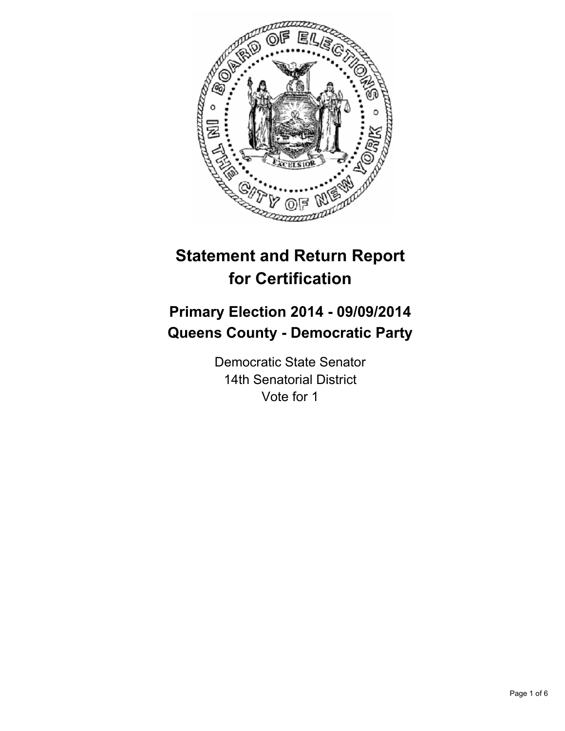# Statement and Return Report for Certification

## Primary Election 2014 - 09/09/2014
## Queens County - Democratic Party

Democratic State Senator
14th Senatorial District
Vote for 1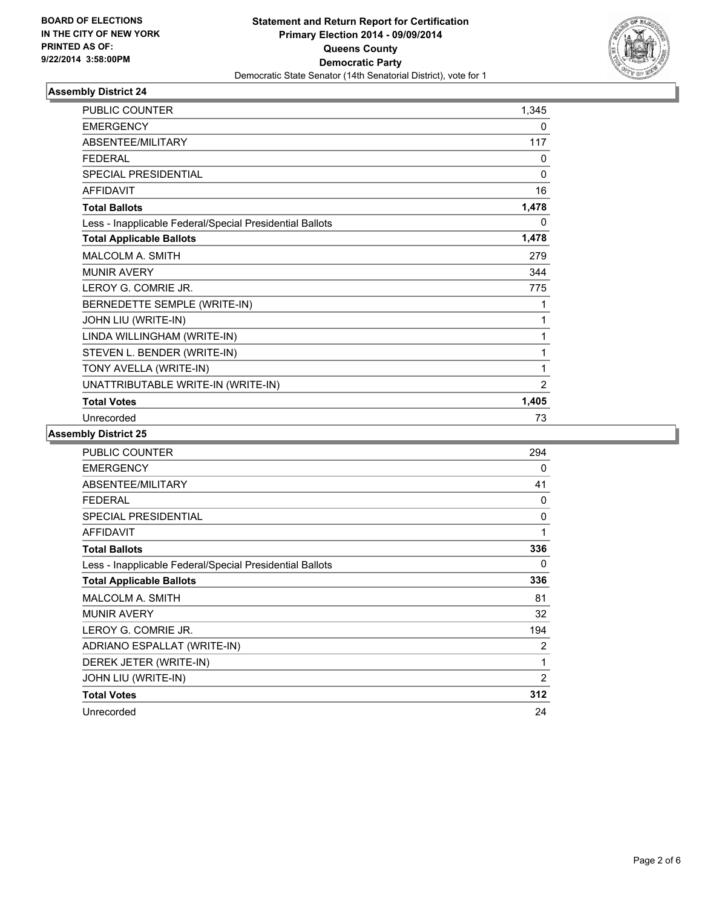**BOARD OF ELECTIONS IN THE CITY OF NEW YORK PRINTED AS OF: 9/22/2014 3:58:00PM**

**Statement and Return Report for Certification**
**Primary Election 2014 - 09/09/2014**
**Queens County**
**Democratic Party**
Democratic State Senator (14th Senatorial District), vote for 1

### Assembly District 24

| | |
|---|---|
| PUBLIC COUNTER | 1,345 |
| EMERGENCY | 0 |
| ABSENTEE/MILITARY | 117 |
| FEDERAL | 0 |
| SPECIAL PRESIDENTIAL | 0 |
| AFFIDAVIT | 16 |
| **Total Ballots** | **1,478** |
| Less - Inapplicable Federal/Special Presidential Ballots | 0 |
| **Total Applicable Ballots** | **1,478** |
| MALCOLM A. SMITH | 279 |
| MUNIR AVERY | 344 |
| LEROY G. COMRIE JR. | 775 |
| BERNEDETTE SEMPLE (WRITE-IN) | 1 |
| JOHN LIU (WRITE-IN) | 1 |
| LINDA WILLINGHAM (WRITE-IN) | 1 |
| STEVEN L. BENDER (WRITE-IN) | 1 |
| TONY AVELLA (WRITE-IN) | 1 |
| UNATTRIBUTABLE WRITE-IN (WRITE-IN) | 2 |
| **Total Votes** | **1,405** |
| Unrecorded | 73 |

### Assembly District 25

| | |
|---|---|
| PUBLIC COUNTER | 294 |
| EMERGENCY | 0 |
| ABSENTEE/MILITARY | 41 |
| FEDERAL | 0 |
| SPECIAL PRESIDENTIAL | 0 |
| AFFIDAVIT | 1 |
| **Total Ballots** | **336** |
| Less - Inapplicable Federal/Special Presidential Ballots | 0 |
| **Total Applicable Ballots** | **336** |
| MALCOLM A. SMITH | 81 |
| MUNIR AVERY | 32 |
| LEROY G. COMRIE JR. | 194 |
| ADRIANO ESPALLAT (WRITE-IN) | 2 |
| DEREK JETER (WRITE-IN) | 1 |
| JOHN LIU (WRITE-IN) | 2 |
| **Total Votes** | **312** |
| Unrecorded | 24 |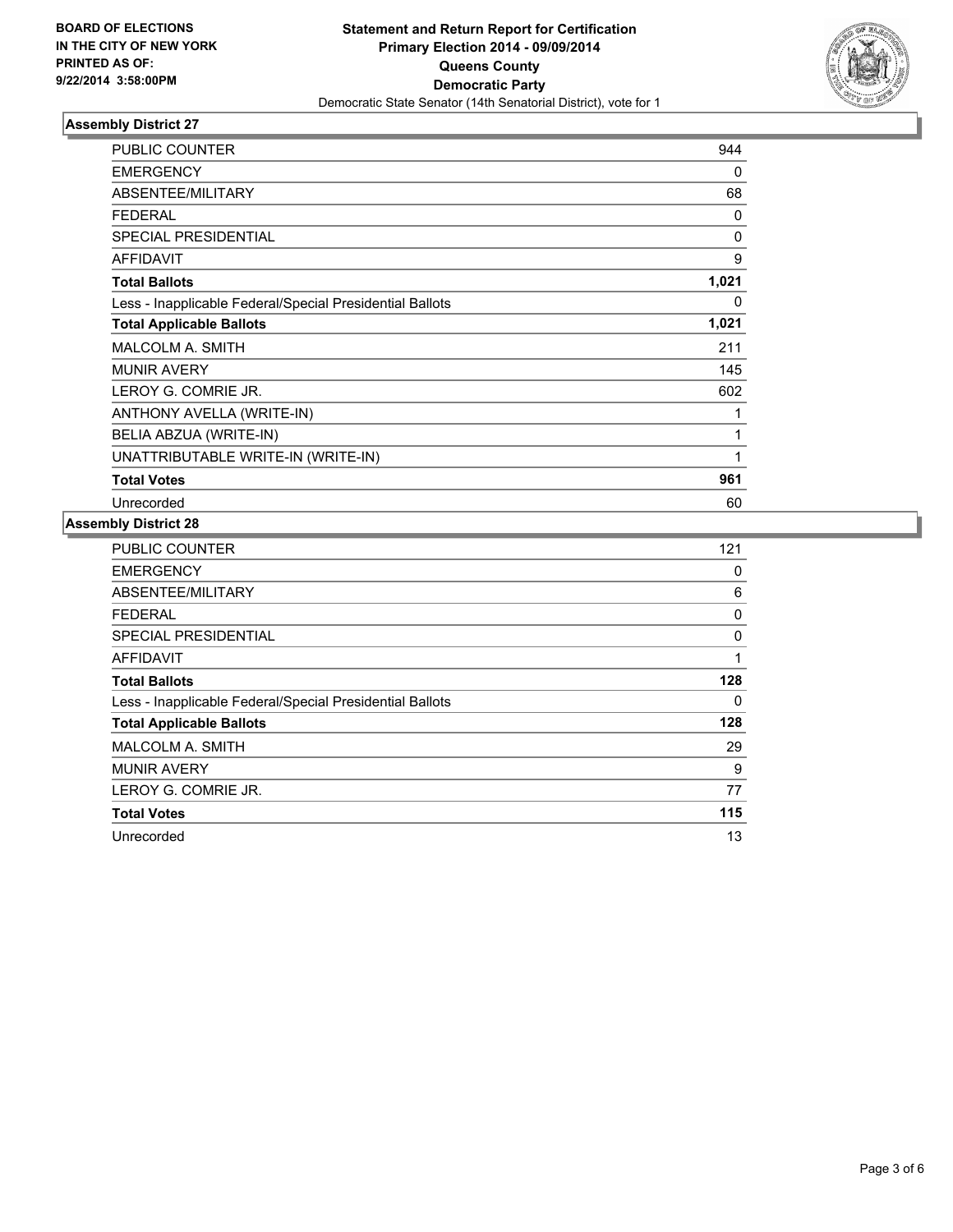**BOARD OF ELECTIONS IN THE CITY OF NEW YORK PRINTED AS OF: 9/22/2014 3:58:00PM**

**Statement and Return Report for Certification**
**Primary Election 2014 - 09/09/2014**
**Queens County**
**Democratic Party**
Democratic State Senator (14th Senatorial District), vote for 1

### Assembly District 27

| | |
|---|---|
| PUBLIC COUNTER | 944 |
| EMERGENCY | 0 |
| ABSENTEE/MILITARY | 68 |
| FEDERAL | 0 |
| SPECIAL PRESIDENTIAL | 0 |
| AFFIDAVIT | 9 |
| **Total Ballots** | **1,021** |
| Less - Inapplicable Federal/Special Presidential Ballots | 0 |
| **Total Applicable Ballots** | **1,021** |
| MALCOLM A. SMITH | 211 |
| MUNIR AVERY | 145 |
| LEROY G. COMRIE JR. | 602 |
| ANTHONY AVELLA (WRITE-IN) | 1 |
| BELIA ABZUA (WRITE-IN) | 1 |
| UNATTRIBUTABLE WRITE-IN (WRITE-IN) | 1 |
| **Total Votes** | **961** |
| Unrecorded | 60 |

### Assembly District 28

| | |
|---|---|
| PUBLIC COUNTER | 121 |
| EMERGENCY | 0 |
| ABSENTEE/MILITARY | 6 |
| FEDERAL | 0 |
| SPECIAL PRESIDENTIAL | 0 |
| AFFIDAVIT | 1 |
| **Total Ballots** | **128** |
| Less - Inapplicable Federal/Special Presidential Ballots | 0 |
| **Total Applicable Ballots** | **128** |
| MALCOLM A. SMITH | 29 |
| MUNIR AVERY | 9 |
| LEROY G. COMRIE JR. | 77 |
| **Total Votes** | **115** |
| Unrecorded | 13 |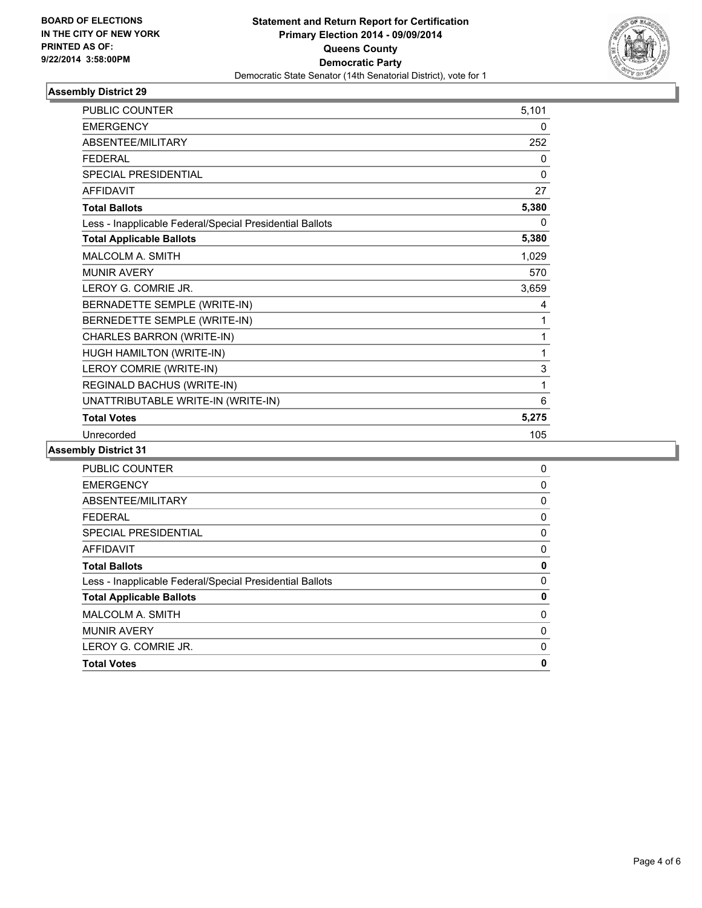**BOARD OF ELECTIONS IN THE CITY OF NEW YORK PRINTED AS OF: 9/22/2014 3:58:00PM**

**Statement and Return Report for Certification**
**Primary Election 2014 - 09/09/2014**
**Queens County**
**Democratic Party**
Democratic State Senator (14th Senatorial District), vote for 1

### Assembly District 29

| | |
|---|---|
| PUBLIC COUNTER | 5,101 |
| EMERGENCY | 0 |
| ABSENTEE/MILITARY | 252 |
| FEDERAL | 0 |
| SPECIAL PRESIDENTIAL | 0 |
| AFFIDAVIT | 27 |
| **Total Ballots** | **5,380** |
| Less - Inapplicable Federal/Special Presidential Ballots | 0 |
| **Total Applicable Ballots** | **5,380** |
| MALCOLM A. SMITH | 1,029 |
| MUNIR AVERY | 570 |
| LEROY G. COMRIE JR. | 3,659 |
| BERNADETTE SEMPLE (WRITE-IN) | 4 |
| BERNEDETTE SEMPLE (WRITE-IN) | 1 |
| CHARLES BARRON (WRITE-IN) | 1 |
| HUGH HAMILTON (WRITE-IN) | 1 |
| LEROY COMRIE (WRITE-IN) | 3 |
| REGINALD BACHUS (WRITE-IN) | 1 |
| UNATTRIBUTABLE WRITE-IN (WRITE-IN) | 6 |
| **Total Votes** | **5,275** |
| Unrecorded | 105 |

### Assembly District 31

| | |
|---|---|
| PUBLIC COUNTER | 0 |
| EMERGENCY | 0 |
| ABSENTEE/MILITARY | 0 |
| FEDERAL | 0 |
| SPECIAL PRESIDENTIAL | 0 |
| AFFIDAVIT | 0 |
| **Total Ballots** | **0** |
| Less - Inapplicable Federal/Special Presidential Ballots | 0 |
| **Total Applicable Ballots** | **0** |
| MALCOLM A. SMITH | 0 |
| MUNIR AVERY | 0 |
| LEROY G. COMRIE JR. | 0 |
| **Total Votes** | **0** |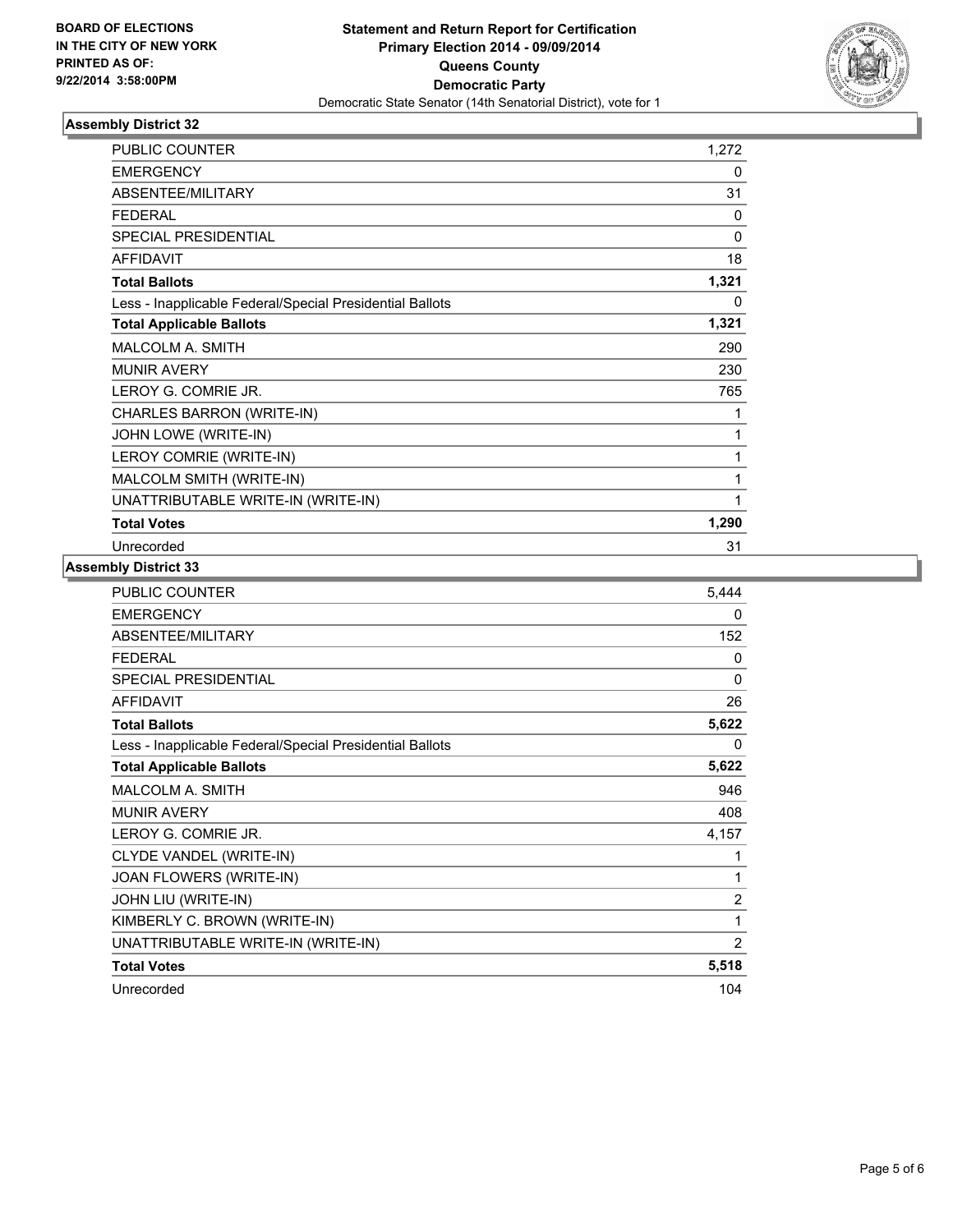**BOARD OF ELECTIONS IN THE CITY OF NEW YORK PRINTED AS OF: 9/22/2014 3:58:00PM**

**Statement and Return Report for Certification**
**Primary Election 2014 - 09/09/2014**
**Queens County**
**Democratic Party**
Democratic State Senator (14th Senatorial District), vote for 1

### Assembly District 32

| | |
|---|---|
| PUBLIC COUNTER | 1,272 |
| EMERGENCY | 0 |
| ABSENTEE/MILITARY | 31 |
| FEDERAL | 0 |
| SPECIAL PRESIDENTIAL | 0 |
| AFFIDAVIT | 18 |
| **Total Ballots** | **1,321** |
| Less - Inapplicable Federal/Special Presidential Ballots | 0 |
| **Total Applicable Ballots** | **1,321** |
| MALCOLM A. SMITH | 290 |
| MUNIR AVERY | 230 |
| LEROY G. COMRIE JR. | 765 |
| CHARLES BARRON (WRITE-IN) | 1 |
| JOHN LOWE (WRITE-IN) | 1 |
| LEROY COMRIE (WRITE-IN) | 1 |
| MALCOLM SMITH (WRITE-IN) | 1 |
| UNATTRIBUTABLE WRITE-IN (WRITE-IN) | 1 |
| **Total Votes** | **1,290** |
| Unrecorded | 31 |

### Assembly District 33

| | |
|---|---|
| PUBLIC COUNTER | 5,444 |
| EMERGENCY | 0 |
| ABSENTEE/MILITARY | 152 |
| FEDERAL | 0 |
| SPECIAL PRESIDENTIAL | 0 |
| AFFIDAVIT | 26 |
| **Total Ballots** | **5,622** |
| Less - Inapplicable Federal/Special Presidential Ballots | 0 |
| **Total Applicable Ballots** | **5,622** |
| MALCOLM A. SMITH | 946 |
| MUNIR AVERY | 408 |
| LEROY G. COMRIE JR. | 4,157 |
| CLYDE VANDEL (WRITE-IN) | 1 |
| JOAN FLOWERS (WRITE-IN) | 1 |
| JOHN LIU (WRITE-IN) | 2 |
| KIMBERLY C. BROWN (WRITE-IN) | 1 |
| UNATTRIBUTABLE WRITE-IN (WRITE-IN) | 2 |
| **Total Votes** | **5,518** |
| Unrecorded | 104 |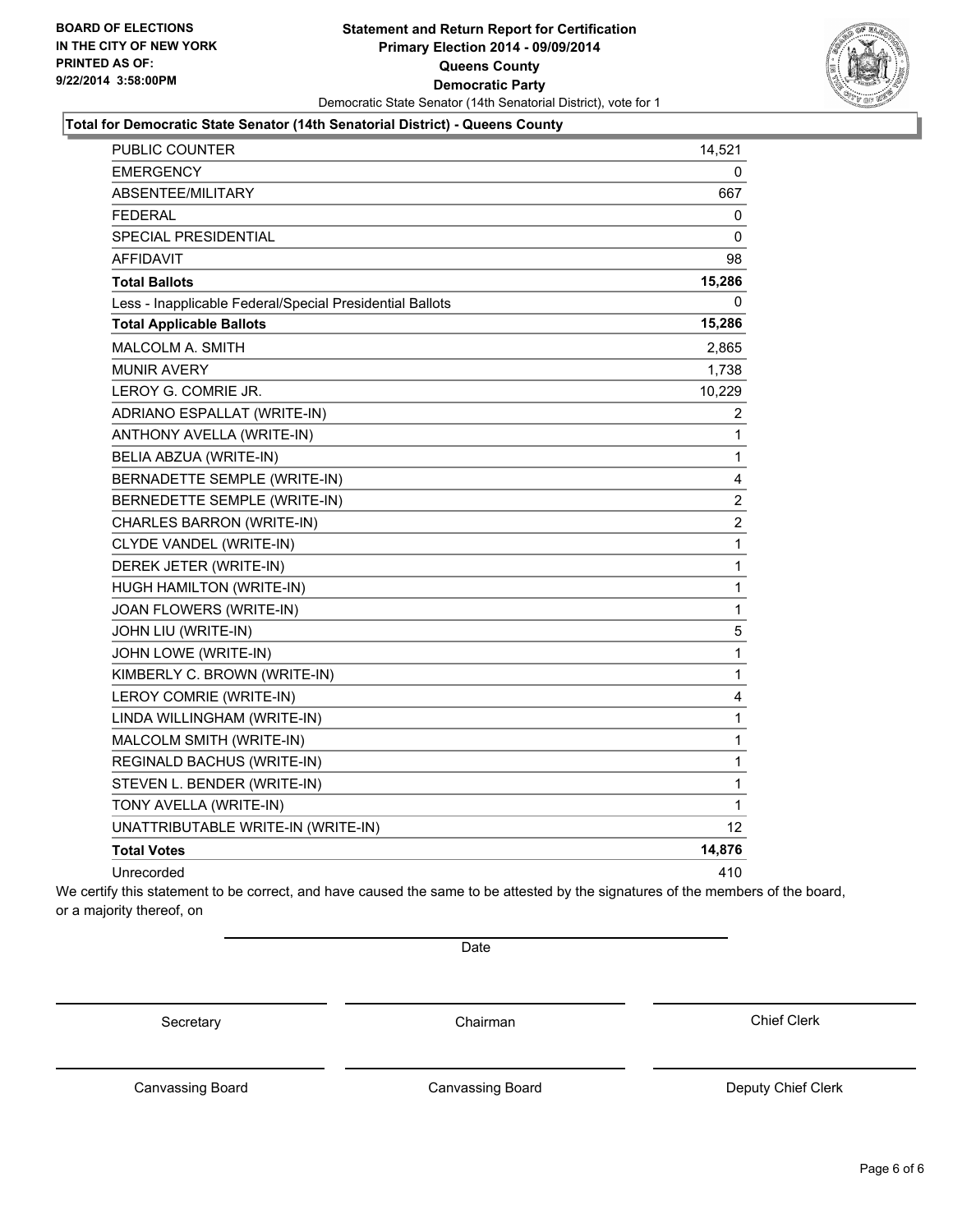**BOARD OF ELECTIONS IN THE CITY OF NEW YORK PRINTED AS OF: 9/22/2014 3:58:00PM**

# Statement and Return Report for Certification
## Primary Election 2014 - 09/09/2014
## Queens County
## Democratic Party

Democratic State Senator (14th Senatorial District), vote for 1

**Total for Democratic State Senator (14th Senatorial District) - Queens County**

| | |
|---|---|
| PUBLIC COUNTER | 14,521 |
| EMERGENCY | 0 |
| ABSENTEE/MILITARY | 667 |
| FEDERAL | 0 |
| SPECIAL PRESIDENTIAL | 0 |
| AFFIDAVIT | 98 |
| **Total Ballots** | **15,286** |
| Less - Inapplicable Federal/Special Presidential Ballots | 0 |
| **Total Applicable Ballots** | **15,286** |
| MALCOLM A. SMITH | 2,865 |
| MUNIR AVERY | 1,738 |
| LEROY G. COMRIE JR. | 10,229 |
| ADRIANO ESPALLAT (WRITE-IN) | 2 |
| ANTHONY AVELLA (WRITE-IN) | 1 |
| BELIA ABZUA (WRITE-IN) | 1 |
| BERNADETTE SEMPLE (WRITE-IN) | 4 |
| BERNEDETTE SEMPLE (WRITE-IN) | 2 |
| CHARLES BARRON (WRITE-IN) | 2 |
| CLYDE VANDEL (WRITE-IN) | 1 |
| DEREK JETER (WRITE-IN) | 1 |
| HUGH HAMILTON (WRITE-IN) | 1 |
| JOAN FLOWERS (WRITE-IN) | 1 |
| JOHN LIU (WRITE-IN) | 5 |
| JOHN LOWE (WRITE-IN) | 1 |
| KIMBERLY C. BROWN (WRITE-IN) | 1 |
| LEROY COMRIE (WRITE-IN) | 4 |
| LINDA WILLINGHAM (WRITE-IN) | 1 |
| MALCOLM SMITH (WRITE-IN) | 1 |
| REGINALD BACHUS (WRITE-IN) | 1 |
| STEVEN L. BENDER (WRITE-IN) | 1 |
| TONY AVELLA (WRITE-IN) | 1 |
| UNATTRIBUTABLE WRITE-IN (WRITE-IN) | 12 |
| **Total Votes** | **14,876** |
| Unrecorded | 410 |

We certify this statement to be correct, and have caused the same to be attested by the signatures of the members of the board, or a majority thereof, on

Date

Secretary | Chairman | Chief Clerk

Canvassing Board | Canvassing Board | Deputy Chief Clerk